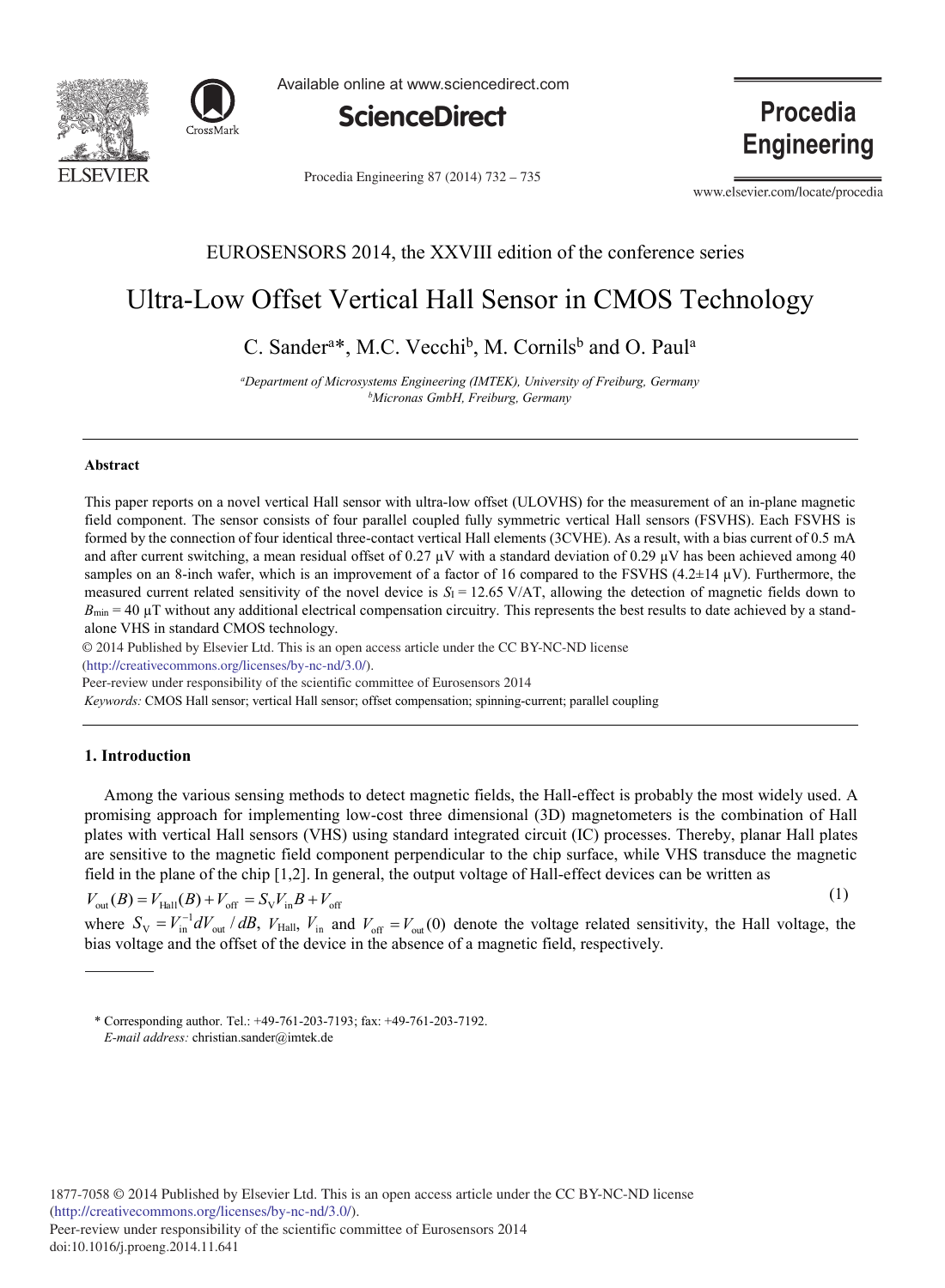EUROSENSORS 2014, the XXVIII edition of the conference series

# Ultra-Low Offset Vertical Hall Sensor in CMOS Technology

C. Sander[a]*, M.C. Vecchi[b], M. Cornils[b] and O. Paul[a]

[a]*Department of Microsystems Engineering (IMTEK), University of Freiburg, Germany*
[b]*Micronas GmbH, Freiburg, Germany*

---

### Abstract

This paper reports on a novel vertical Hall sensor with ultra-low offset (ULOVHS) for the measurement of an in-plane magnetic field component. The sensor consists of four parallel coupled fully symmetric vertical Hall sensors (FSVHS). Each FSVHS is formed by the connection of four identical three-contact vertical Hall elements (3CVHE). As a result, with a bias current of 0.5 mA and after current switching, a mean residual offset of 0.27 μV with a standard deviation of 0.29 μV has been achieved among 40 samples on an 8-inch wafer, which is an improvement of a factor of 16 compared to the FSVHS (4.2±14 μV). Furthermore, the measured current related sensitivity of the novel device is $S_I = 12.65$ V/AT, allowing the detection of magnetic fields down to $B_{min} = 40$ μT without any additional electrical compensation circuitry. This represents the best results to date achieved by a stand-alone VHS in standard CMOS technology.

© 2014 Published by Elsevier Ltd. This is an open access article under the CC BY-NC-ND license (http://creativecommons.org/licenses/by-nc-nd/3.0/).

Peer-review under responsibility of the scientific committee of Eurosensors 2014

*Keywords:* CMOS Hall sensor; vertical Hall sensor; offset compensation; spinning-current; parallel coupling

---

## 1. Introduction

Among the various sensing methods to detect magnetic fields, the Hall-effect is probably the most widely used. A promising approach for implementing low-cost three dimensional (3D) magnetometers is the combination of Hall plates with vertical Hall sensors (VHS) using standard integrated circuit (IC) processes. Thereby, planar Hall plates are sensitive to the magnetic field component perpendicular to the chip surface, while VHS transduce the magnetic field in the plane of the chip [1,2]. In general, the output voltage of Hall-effect devices can be written as

$$V_{out}(B) = V_{Hall}(B) + V_{off} = S_V V_{in} B + V_{off} \tag{1}$$

where $S_V = V_{in}^{-1} dV_{out} / dB$, $V_{Hall}$, $V_{in}$ and $V_{off} = V_{out}(0)$ denote the voltage related sensitivity, the Hall voltage, the bias voltage and the offset of the device in the absence of a magnetic field, respectively.

---

\* Corresponding author. Tel.: +49-761-203-7193; fax: +49-761-203-7192.
*E-mail address:* christian.sander@imtek.de

1877-7058 © 2014 Published by Elsevier Ltd. This is an open access article under the CC BY-NC-ND license (http://creativecommons.org/licenses/by-nc-nd/3.0/).
Peer-review under responsibility of the scientific committee of Eurosensors 2014
doi:10.1016/j.proeng.2014.11.641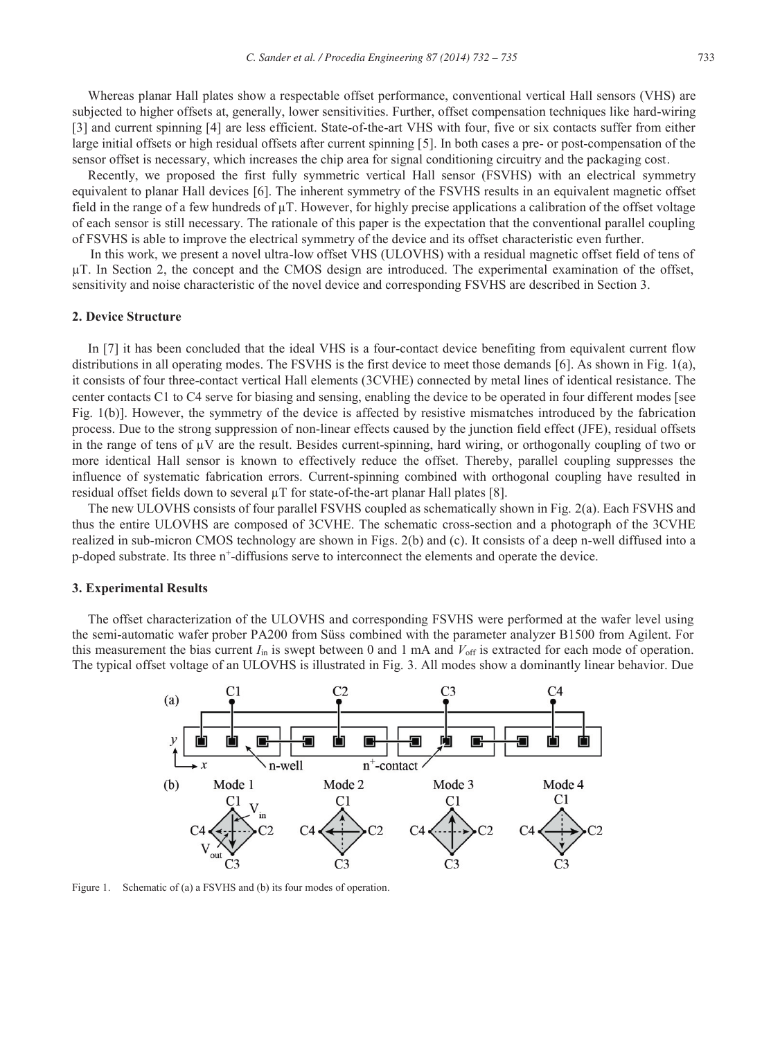Whereas planar Hall plates show a respectable offset performance, conventional vertical Hall sensors (VHS) are subjected to higher offsets at, generally, lower sensitivities. Further, offset compensation techniques like hard-wiring [3] and current spinning [4] are less efficient. State-of-the-art VHS with four, five or six contacts suffer from either large initial offsets or high residual offsets after current spinning [5]. In both cases a pre- or post-compensation of the sensor offset is necessary, which increases the chip area for signal conditioning circuitry and the packaging cost.

Recently, we proposed the first fully symmetric vertical Hall sensor (FSVHS) with an electrical symmetry equivalent to planar Hall devices [6]. The inherent symmetry of the FSVHS results in an equivalent magnetic offset field in the range of a few hundreds of µT. However, for highly precise applications a calibration of the offset voltage of each sensor is still necessary. The rationale of this paper is the expectation that the conventional parallel coupling of FSVHS is able to improve the electrical symmetry of the device and its offset characteristic even further.

In this work, we present a novel ultra-low offset VHS (ULOVHS) with a residual magnetic offset field of tens of µT. In Section 2, the concept and the CMOS design are introduced. The experimental examination of the offset, sensitivity and noise characteristic of the novel device and corresponding FSVHS are described in Section 3.

## 2. Device Structure

In [7] it has been concluded that the ideal VHS is a four-contact device benefiting from equivalent current flow distributions in all operating modes. The FSVHS is the first device to meet those demands [6]. As shown in Fig. 1(a), it consists of four three-contact vertical Hall elements (3CVHE) connected by metal lines of identical resistance. The center contacts C1 to C4 serve for biasing and sensing, enabling the device to be operated in four different modes [see Fig. 1(b)]. However, the symmetry of the device is affected by resistive mismatches introduced by the fabrication process. Due to the strong suppression of non-linear effects caused by the junction field effect (JFE), residual offsets in the range of tens of µV are the result. Besides current-spinning, hard wiring, or orthogonally coupling of two or more identical Hall sensor is known to effectively reduce the offset. Thereby, parallel coupling suppresses the influence of systematic fabrication errors. Current-spinning combined with orthogonal coupling have resulted in residual offset fields down to several µT for state-of-the-art planar Hall plates [8].

The new ULOVHS consists of four parallel FSVHS coupled as schematically shown in Fig. 2(a). Each FSVHS and thus the entire ULOVHS are composed of 3CVHE. The schematic cross-section and a photograph of the 3CVHE realized in sub-micron CMOS technology are shown in Figs. 2(b) and (c). It consists of a deep n-well diffused into a p-doped substrate. Its three $n^+$-diffusions serve to interconnect the elements and operate the device.

## 3. Experimental Results

The offset characterization of the ULOVHS and corresponding FSVHS were performed at the wafer level using the semi-automatic wafer prober PA200 from Süss combined with the parameter analyzer B1500 from Agilent. For this measurement the bias current $I_{in}$ is swept between 0 and 1 mA and $V_{off}$ is extracted for each mode of operation. The typical offset voltage of an ULOVHS is illustrated in Fig. 3. All modes show a dominantly linear behavior. Due

Figure 1. Schematic of (a) a FSVHS and (b) its four modes of operation.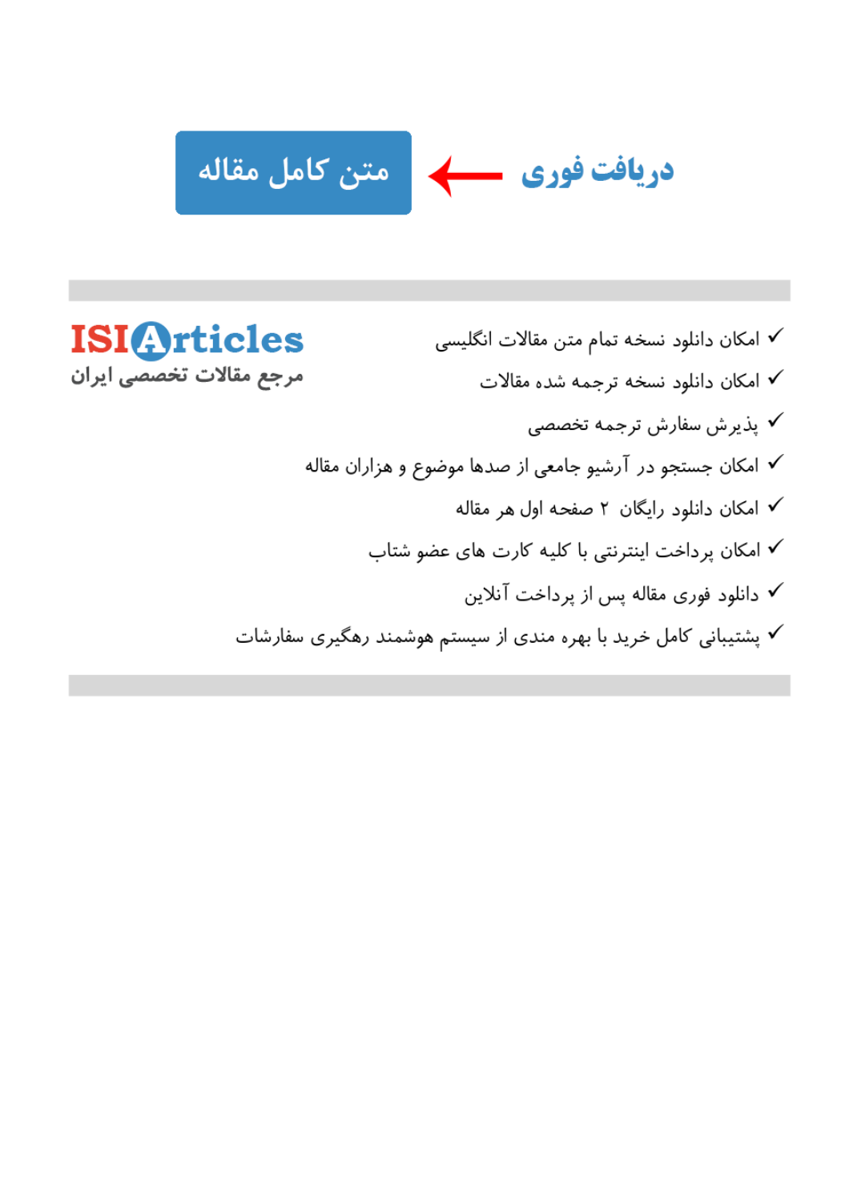دریافت فوری ← **متن کامل مقاله**

**ISIArticles**
مرجع مقالات تخصصی ایران

- ✓ امکان دانلود نسخه تمام متن مقالات انگلیسی
- ✓ امکان دانلود نسخه ترجمه شده مقالات
- ✓ پذیرش سفارش ترجمه تخصصی
- ✓ امکان جستجو در آرشیو جامعی از صدها موضوع و هزاران مقاله
- ✓ امکان دانلود رایگان ۲ صفحه اول هر مقاله
- ✓ امکان پرداخت اینترنتی با کلیه کارت های عضو شتاب
- ✓ دانلود فوری مقاله پس از پرداخت آنلاین
- ✓ پشتیبانی کامل خرید با بهره مندی از سیستم هوشمند رهگیری سفارشات